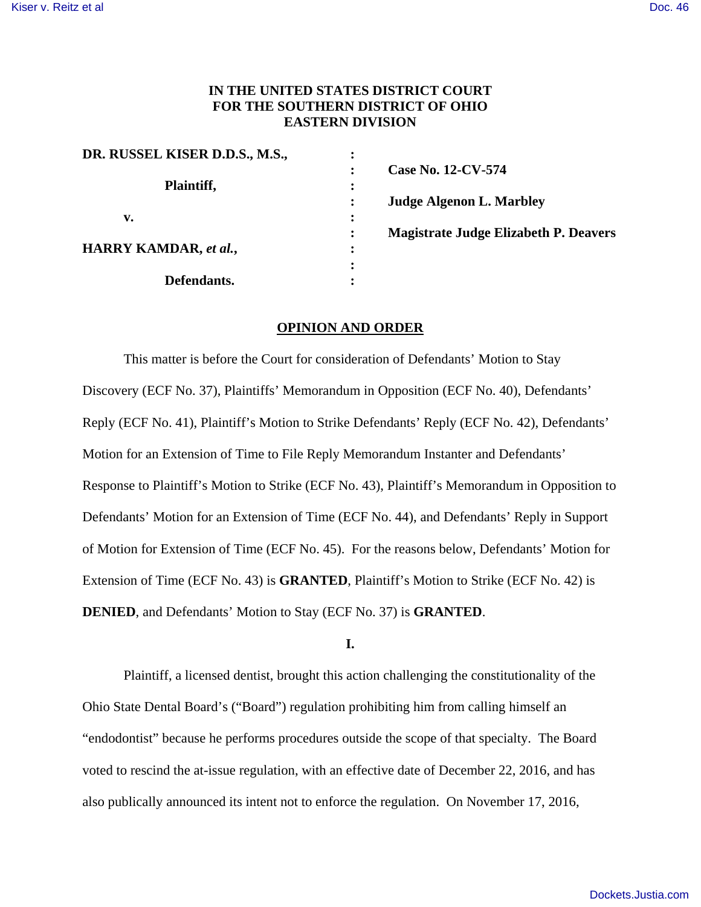**IN THE UNITED STATES DISTRICT COURT**
**FOR THE SOUTHERN DISTRICT OF OHIO**
**EASTERN DIVISION**

| | | |
|---|---|---|
| **DR. RUSSEL KISER D.D.S., M.S.,** | : | |
| | : | **Case No. 12-CV-574** |
| **Plaintiff,** | : | |
| | : | **Judge Algenon L. Marbley** |
| **v.** | : | |
| | : | **Magistrate Judge Elizabeth P. Deavers** |
| **HARRY KAMDAR, *et al.*,** | : | |
| | : | |
| **Defendants.** | : | |

**OPINION AND ORDER**

This matter is before the Court for consideration of Defendants' Motion to Stay Discovery (ECF No. 37), Plaintiffs' Memorandum in Opposition (ECF No. 40), Defendants' Reply (ECF No. 41), Plaintiff's Motion to Strike Defendants' Reply (ECF No. 42), Defendants' Motion for an Extension of Time to File Reply Memorandum Instanter and Defendants' Response to Plaintiff's Motion to Strike (ECF No. 43), Plaintiff's Memorandum in Opposition to Defendants' Motion for an Extension of Time (ECF No. 44), and Defendants' Reply in Support of Motion for Extension of Time (ECF No. 45). For the reasons below, Defendants' Motion for Extension of Time (ECF No. 43) is **GRANTED**, Plaintiff's Motion to Strike (ECF No. 42) is **DENIED**, and Defendants' Motion to Stay (ECF No. 37) is **GRANTED**.

**I.**

Plaintiff, a licensed dentist, brought this action challenging the constitutionality of the Ohio State Dental Board's ("Board") regulation prohibiting him from calling himself an "endodontist" because he performs procedures outside the scope of that specialty. The Board voted to rescind the at-issue regulation, with an effective date of December 22, 2016, and has also publically announced its intent not to enforce the regulation. On November 17, 2016,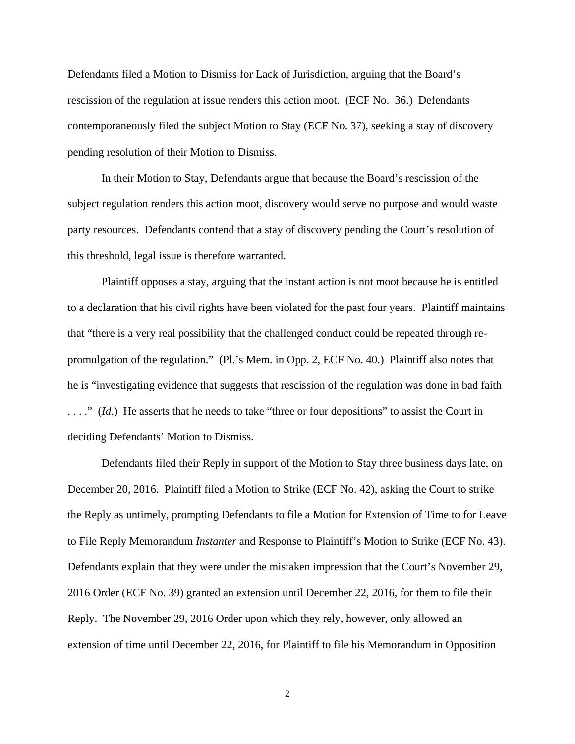Defendants filed a Motion to Dismiss for Lack of Jurisdiction, arguing that the Board's rescission of the regulation at issue renders this action moot. (ECF No. 36.) Defendants contemporaneously filed the subject Motion to Stay (ECF No. 37), seeking a stay of discovery pending resolution of their Motion to Dismiss.

In their Motion to Stay, Defendants argue that because the Board's rescission of the subject regulation renders this action moot, discovery would serve no purpose and would waste party resources. Defendants contend that a stay of discovery pending the Court's resolution of this threshold, legal issue is therefore warranted.

Plaintiff opposes a stay, arguing that the instant action is not moot because he is entitled to a declaration that his civil rights have been violated for the past four years. Plaintiff maintains that "there is a very real possibility that the challenged conduct could be repeated through re-promulgation of the regulation." (Pl.'s Mem. in Opp. 2, ECF No. 40.) Plaintiff also notes that he is "investigating evidence that suggests that rescission of the regulation was done in bad faith . . . ." (*Id*.) He asserts that he needs to take "three or four depositions" to assist the Court in deciding Defendants' Motion to Dismiss.

Defendants filed their Reply in support of the Motion to Stay three business days late, on December 20, 2016. Plaintiff filed a Motion to Strike (ECF No. 42), asking the Court to strike the Reply as untimely, prompting Defendants to file a Motion for Extension of Time to for Leave to File Reply Memorandum *Instanter* and Response to Plaintiff's Motion to Strike (ECF No. 43). Defendants explain that they were under the mistaken impression that the Court's November 29, 2016 Order (ECF No. 39) granted an extension until December 22, 2016, for them to file their Reply. The November 29, 2016 Order upon which they rely, however, only allowed an extension of time until December 22, 2016, for Plaintiff to file his Memorandum in Opposition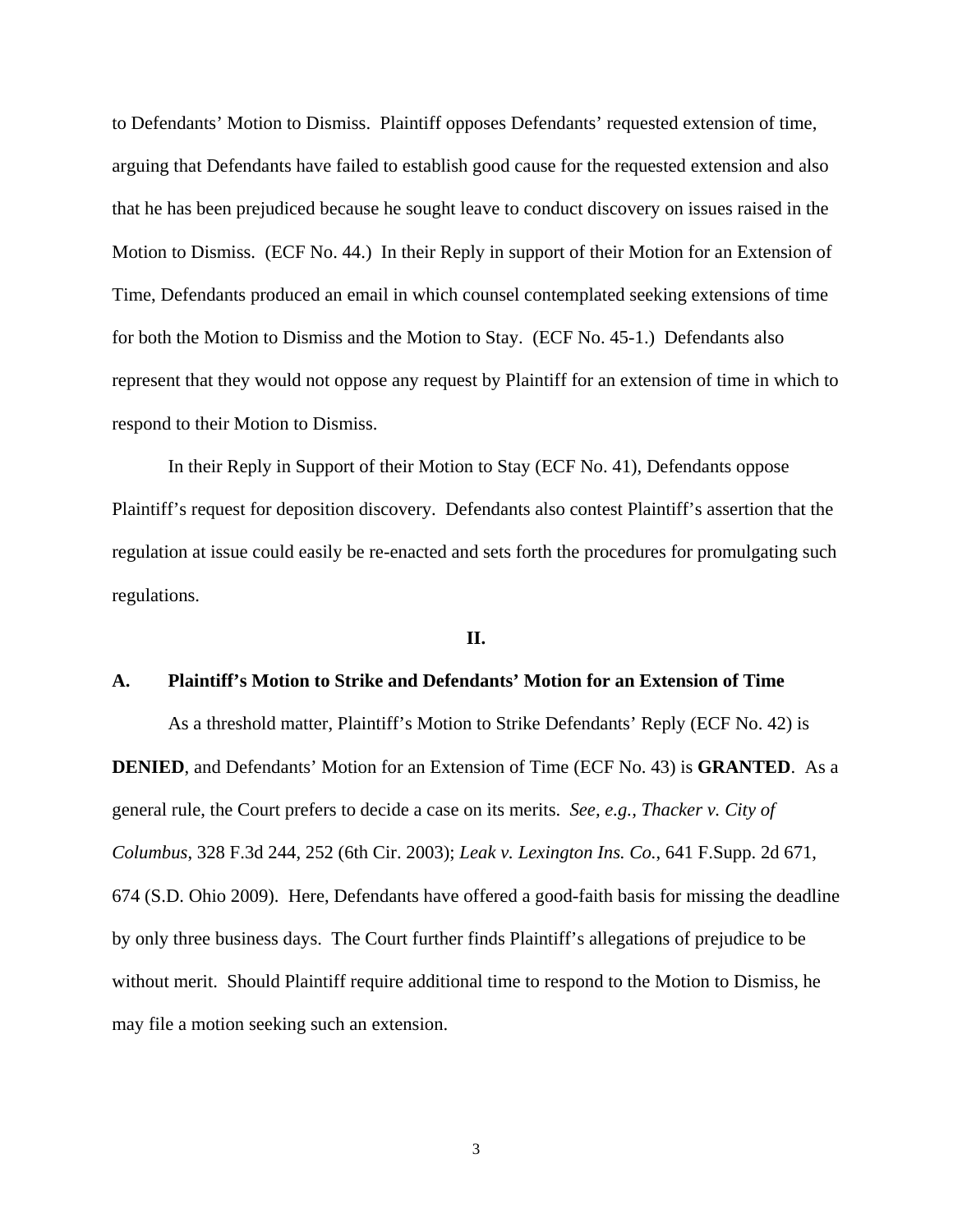to Defendants' Motion to Dismiss. Plaintiff opposes Defendants' requested extension of time, arguing that Defendants have failed to establish good cause for the requested extension and also that he has been prejudiced because he sought leave to conduct discovery on issues raised in the Motion to Dismiss. (ECF No. 44.) In their Reply in support of their Motion for an Extension of Time, Defendants produced an email in which counsel contemplated seeking extensions of time for both the Motion to Dismiss and the Motion to Stay. (ECF No. 45-1.) Defendants also represent that they would not oppose any request by Plaintiff for an extension of time in which to respond to their Motion to Dismiss.

In their Reply in Support of their Motion to Stay (ECF No. 41), Defendants oppose Plaintiff's request for deposition discovery. Defendants also contest Plaintiff's assertion that the regulation at issue could easily be re-enacted and sets forth the procedures for promulgating such regulations.

## II.

### A. Plaintiff's Motion to Strike and Defendants' Motion for an Extension of Time

As a threshold matter, Plaintiff's Motion to Strike Defendants' Reply (ECF No. 42) is **DENIED**, and Defendants' Motion for an Extension of Time (ECF No. 43) is **GRANTED**. As a general rule, the Court prefers to decide a case on its merits. *See, e.g., Thacker v. City of Columbus*, 328 F.3d 244, 252 (6th Cir. 2003); *Leak v. Lexington Ins. Co.*, 641 F.Supp. 2d 671, 674 (S.D. Ohio 2009). Here, Defendants have offered a good-faith basis for missing the deadline by only three business days. The Court further finds Plaintiff's allegations of prejudice to be without merit. Should Plaintiff require additional time to respond to the Motion to Dismiss, he may file a motion seeking such an extension.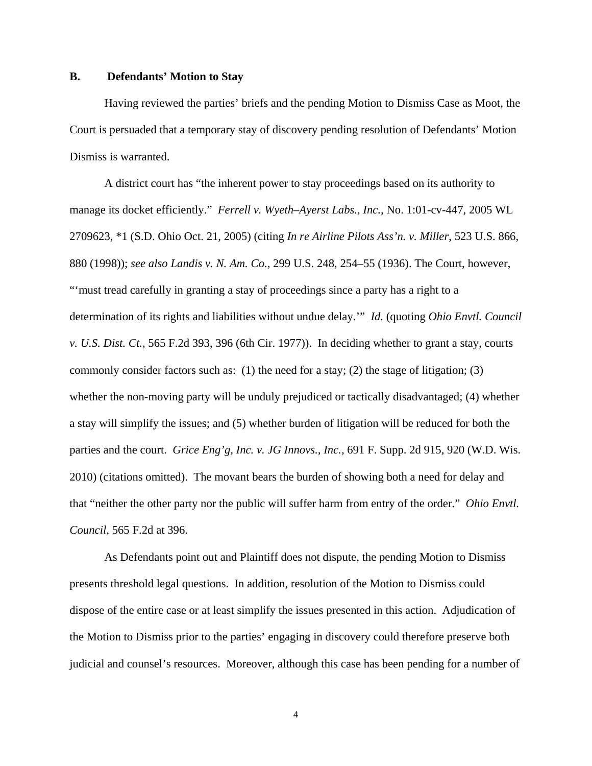### B. Defendants' Motion to Stay

Having reviewed the parties' briefs and the pending Motion to Dismiss Case as Moot, the Court is persuaded that a temporary stay of discovery pending resolution of Defendants' Motion Dismiss is warranted.

A district court has "the inherent power to stay proceedings based on its authority to manage its docket efficiently." *Ferrell v. Wyeth–Ayerst Labs., Inc.,* No. 1:01-cv-447, 2005 WL 2709623, *1 (S.D. Ohio Oct. 21, 2005) (citing *In re Airline Pilots Ass'n. v. Miller,* 523 U.S. 866, 880 (1998)); *see also Landis v. N. Am. Co.,* 299 U.S. 248, 254–55 (1936). The Court, however, "'must tread carefully in granting a stay of proceedings since a party has a right to a determination of its rights and liabilities without undue delay.'" *Id.* (quoting *Ohio Envtl. Council v. U.S. Dist. Ct.,* 565 F.2d 393, 396 (6th Cir. 1977)). In deciding whether to grant a stay, courts commonly consider factors such as: (1) the need for a stay; (2) the stage of litigation; (3) whether the non-moving party will be unduly prejudiced or tactically disadvantaged; (4) whether a stay will simplify the issues; and (5) whether burden of litigation will be reduced for both the parties and the court. *Grice Eng'g, Inc. v. JG Innovs., Inc.,* 691 F. Supp. 2d 915, 920 (W.D. Wis. 2010) (citations omitted). The movant bears the burden of showing both a need for delay and that "neither the other party nor the public will suffer harm from entry of the order." *Ohio Envtl. Council,* 565 F.2d at 396.

As Defendants point out and Plaintiff does not dispute, the pending Motion to Dismiss presents threshold legal questions. In addition, resolution of the Motion to Dismiss could dispose of the entire case or at least simplify the issues presented in this action. Adjudication of the Motion to Dismiss prior to the parties' engaging in discovery could therefore preserve both judicial and counsel's resources. Moreover, although this case has been pending for a number of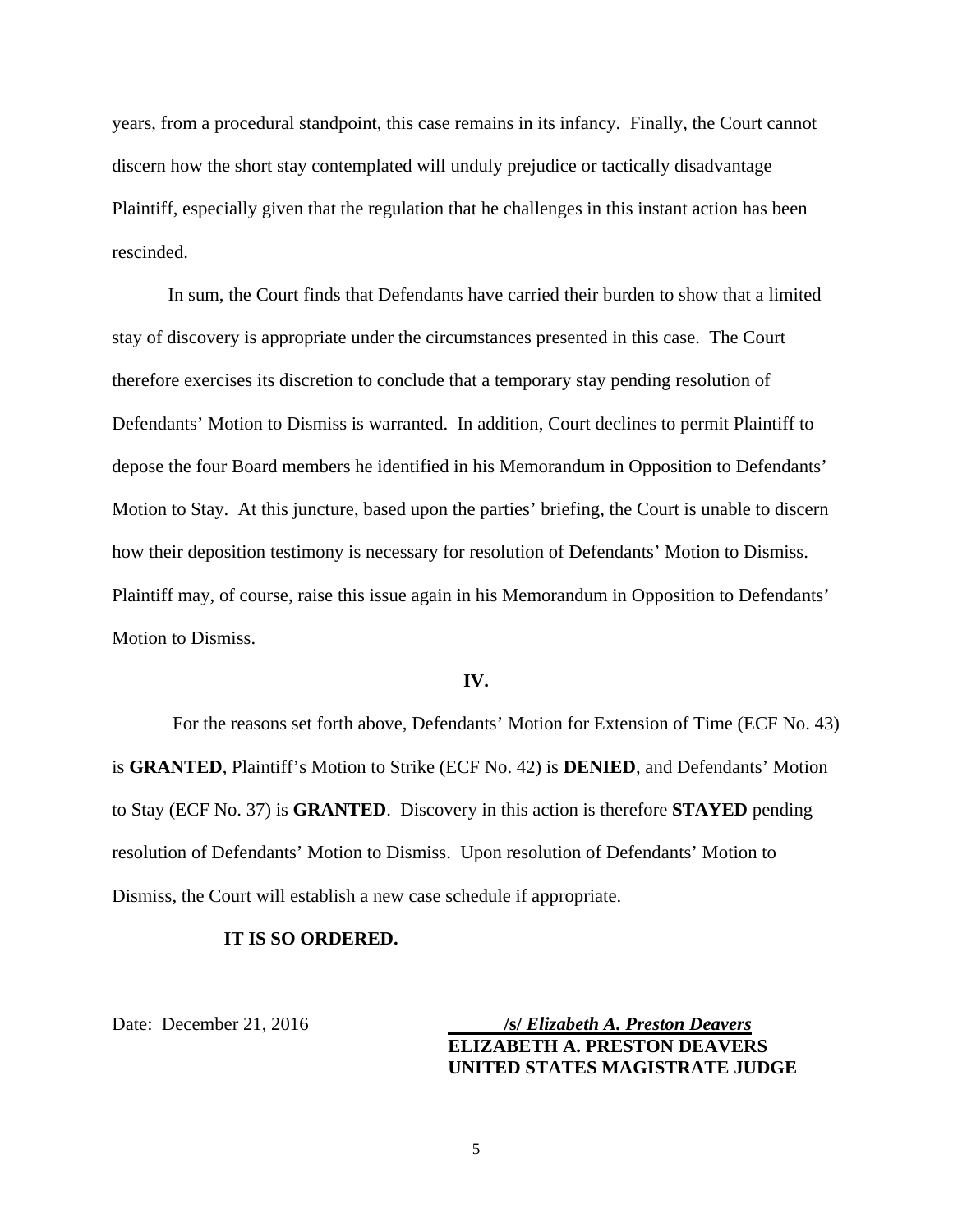years, from a procedural standpoint, this case remains in its infancy. Finally, the Court cannot discern how the short stay contemplated will unduly prejudice or tactically disadvantage Plaintiff, especially given that the regulation that he challenges in this instant action has been rescinded.

In sum, the Court finds that Defendants have carried their burden to show that a limited stay of discovery is appropriate under the circumstances presented in this case. The Court therefore exercises its discretion to conclude that a temporary stay pending resolution of Defendants' Motion to Dismiss is warranted. In addition, Court declines to permit Plaintiff to depose the four Board members he identified in his Memorandum in Opposition to Defendants' Motion to Stay. At this juncture, based upon the parties' briefing, the Court is unable to discern how their deposition testimony is necessary for resolution of Defendants' Motion to Dismiss. Plaintiff may, of course, raise this issue again in his Memorandum in Opposition to Defendants' Motion to Dismiss.

## IV.

For the reasons set forth above, Defendants' Motion for Extension of Time (ECF No. 43) is **GRANTED**, Plaintiff's Motion to Strike (ECF No. 42) is **DENIED**, and Defendants' Motion to Stay (ECF No. 37) is **GRANTED**. Discovery in this action is therefore **STAYED** pending resolution of Defendants' Motion to Dismiss. Upon resolution of Defendants' Motion to Dismiss, the Court will establish a new case schedule if appropriate.

**IT IS SO ORDERED.**

Date: December 21, 2016

**/s/ *Elizabeth A. Preston Deavers***
**ELIZABETH A. PRESTON DEAVERS**
**UNITED STATES MAGISTRATE JUDGE**